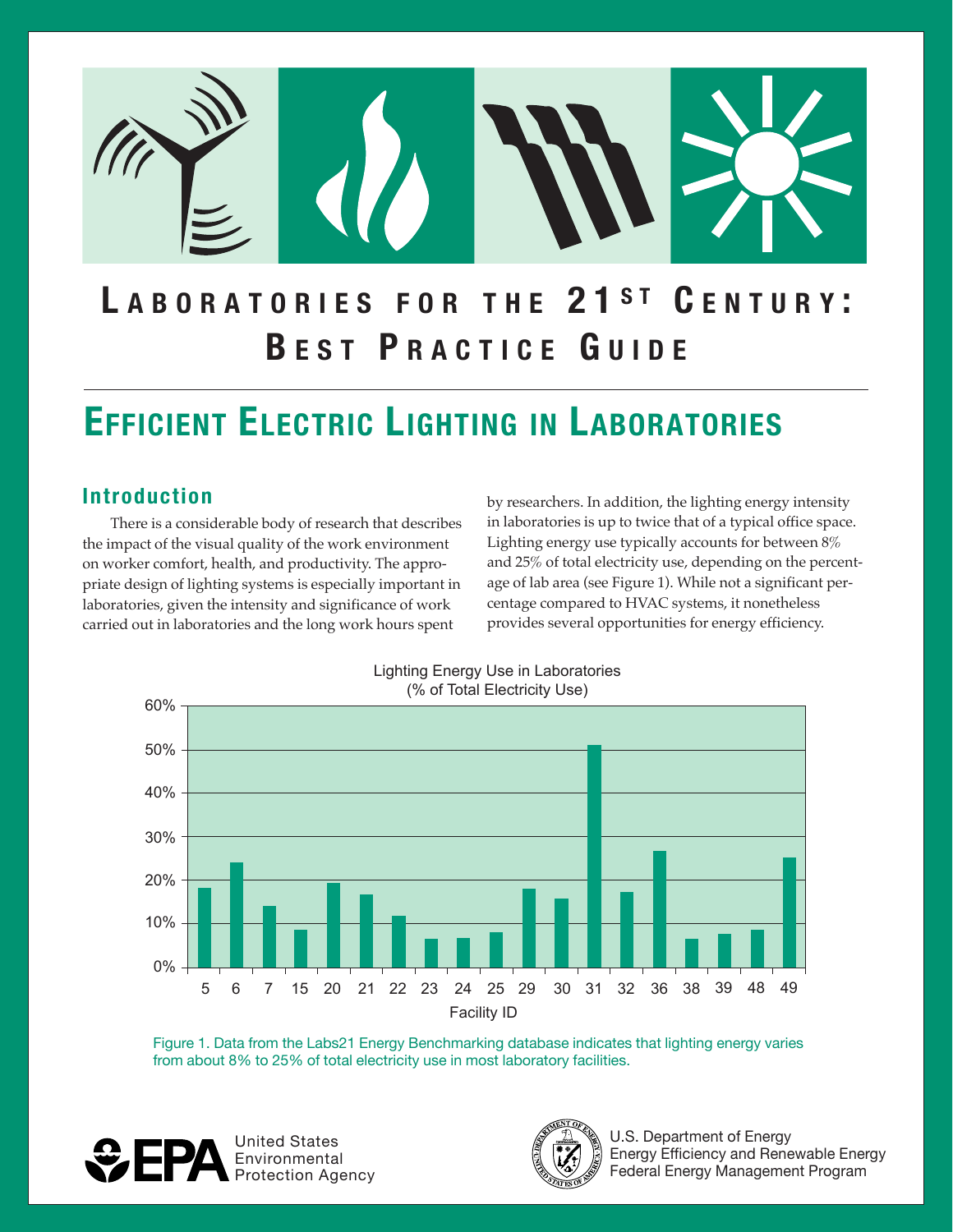# Laboratories for the 21st Century: Best Practice Guide

## Efficient Electric Lighting in Laboratories

### Introduction

There is a considerable body of research that describes the impact of the visual quality of the work environment on worker comfort, health, and productivity. The appropriate design of lighting systems is especially important in laboratories, given the intensity and significance of work carried out in laboratories and the long work hours spent by researchers. In addition, the lighting energy intensity in laboratories is up to twice that of a typical office space. Lighting energy use typically accounts for between 8% and 25% of total electricity use, depending on the percentage of lab area (see Figure 1). While not a significant percentage compared to HVAC systems, it nonetheless provides several opportunities for energy efficiency.

Lighting Energy Use in Laboratories (% of Total Electricity Use)

| Facility ID | 5 | 6 | 7 | 15 | 20 | 21 | 22 | 23 | 24 | 25 | 29 | 30 | 31 | 32 | 36 | 38 | 39 | 48 | 49 |
|---|---|---|---|---|---|---|---|---|---|---|---|---|---|---|---|---|---|---|---|
| % of Total Electricity Use (approx.) | 18% | 24% | 14% | 9% | 19% | 17% | 12% | 7% | 7% | 8% | 18% | 16% | 51% | 17% | 27% | 7% | 8% | 9% | 25% |

Figure 1. Data from the Labs21 Energy Benchmarking database indicates that lighting energy varies from about 8% to 25% of total electricity use in most laboratory facilities.

United States Environmental Protection Agency

U.S. Department of Energy
Energy Efficiency and Renewable Energy
Federal Energy Management Program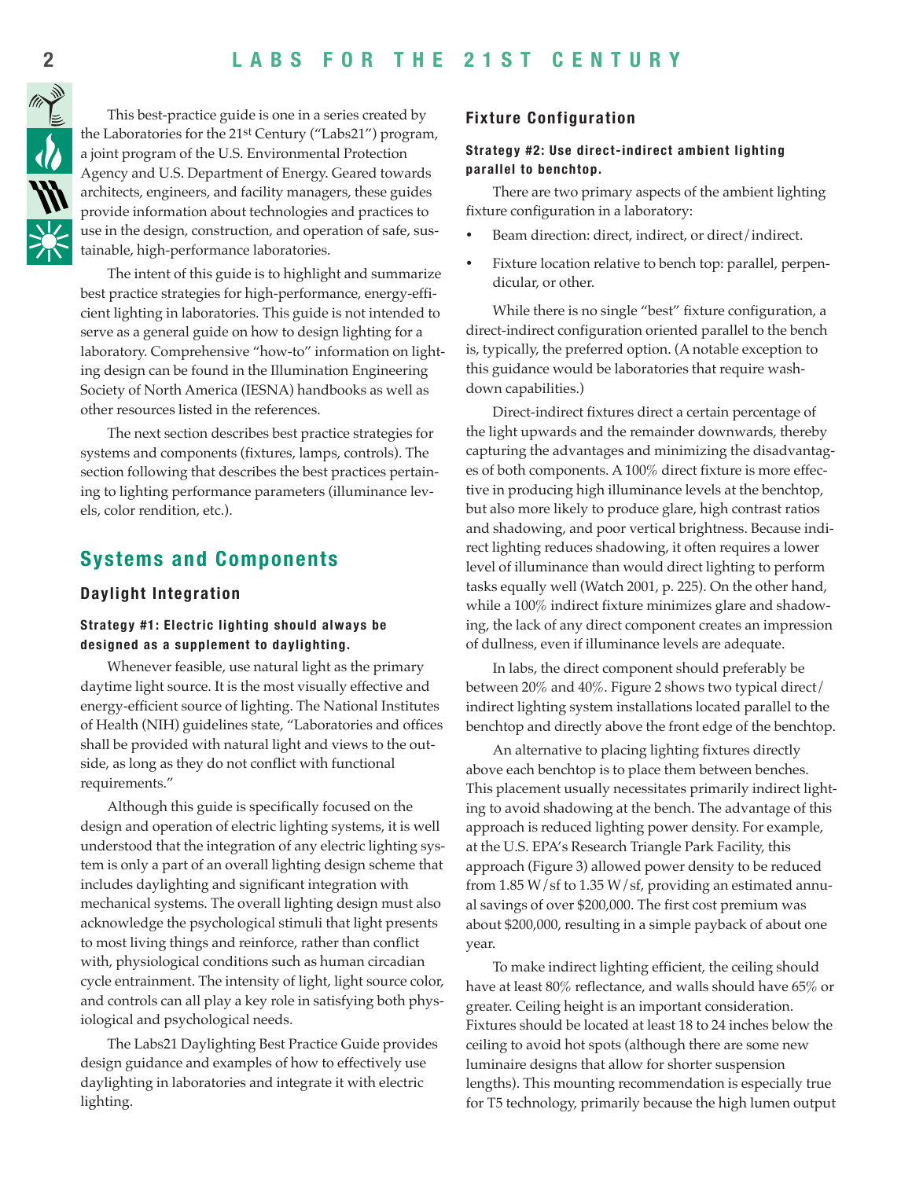This best-practice guide is one in a series created by the Laboratories for the 21st Century ("Labs21") program, a joint program of the U.S. Environmental Protection Agency and U.S. Department of Energy. Geared towards architects, engineers, and facility managers, these guides provide information about technologies and practices to use in the design, construction, and operation of safe, sustainable, high-performance laboratories.

The intent of this guide is to highlight and summarize best practice strategies for high-performance, energy-efficient lighting in laboratories. This guide is not intended to serve as a general guide on how to design lighting for a laboratory. Comprehensive "how-to" information on lighting design can be found in the Illumination Engineering Society of North America (IESNA) handbooks as well as other resources listed in the references.

The next section describes best practice strategies for systems and components (fixtures, lamps, controls). The section following that describes the best practices pertaining to lighting performance parameters (illuminance levels, color rendition, etc.).

## Systems and Components

### Daylight Integration

#### Strategy #1: Electric lighting should always be designed as a supplement to daylighting.

Whenever feasible, use natural light as the primary daytime light source. It is the most visually effective and energy-efficient source of lighting. The National Institutes of Health (NIH) guidelines state, "Laboratories and offices shall be provided with natural light and views to the outside, as long as they do not conflict with functional requirements."

Although this guide is specifically focused on the design and operation of electric lighting systems, it is well understood that the integration of any electric lighting system is only a part of an overall lighting design scheme that includes daylighting and significant integration with mechanical systems. The overall lighting design must also acknowledge the psychological stimuli that light presents to most living things and reinforce, rather than conflict with, physiological conditions such as human circadian cycle entrainment. The intensity of light, light source color, and controls can all play a key role in satisfying both physiological and psychological needs.

The Labs21 Daylighting Best Practice Guide provides design guidance and examples of how to effectively use daylighting in laboratories and integrate it with electric lighting.

### Fixture Configuration

#### Strategy #2: Use direct-indirect ambient lighting parallel to benchtop.

There are two primary aspects of the ambient lighting fixture configuration in a laboratory:

- Beam direction: direct, indirect, or direct/indirect.
- Fixture location relative to bench top: parallel, perpendicular, or other.

While there is no single "best" fixture configuration, a direct-indirect configuration oriented parallel to the bench is, typically, the preferred option. (A notable exception to this guidance would be laboratories that require wash-down capabilities.)

Direct-indirect fixtures direct a certain percentage of the light upwards and the remainder downwards, thereby capturing the advantages and minimizing the disadvantages of both components. A 100% direct fixture is more effective in producing high illuminance levels at the benchtop, but also more likely to produce glare, high contrast ratios and shadowing, and poor vertical brightness. Because indirect lighting reduces shadowing, it often requires a lower level of illuminance than would direct lighting to perform tasks equally well (Watch 2001, p. 225). On the other hand, while a 100% indirect fixture minimizes glare and shadowing, the lack of any direct component creates an impression of dullness, even if illuminance levels are adequate.

In labs, the direct component should preferably be between 20% and 40%. Figure 2 shows two typical direct/indirect lighting system installations located parallel to the benchtop and directly above the front edge of the benchtop.

An alternative to placing lighting fixtures directly above each benchtop is to place them between benches. This placement usually necessitates primarily indirect lighting to avoid shadowing at the bench. The advantage of this approach is reduced lighting power density. For example, at the U.S. EPA's Research Triangle Park Facility, this approach (Figure 3) allowed power density to be reduced from 1.85 W/sf to 1.35 W/sf, providing an estimated annual savings of over $200,000. The first cost premium was about $200,000, resulting in a simple payback of about one year.

To make indirect lighting efficient, the ceiling should have at least 80% reflectance, and walls should have 65% or greater. Ceiling height is an important consideration. Fixtures should be located at least 18 to 24 inches below the ceiling to avoid hot spots (although there are some new luminaire designs that allow for shorter suspension lengths). This mounting recommendation is especially true for T5 technology, primarily because the high lumen output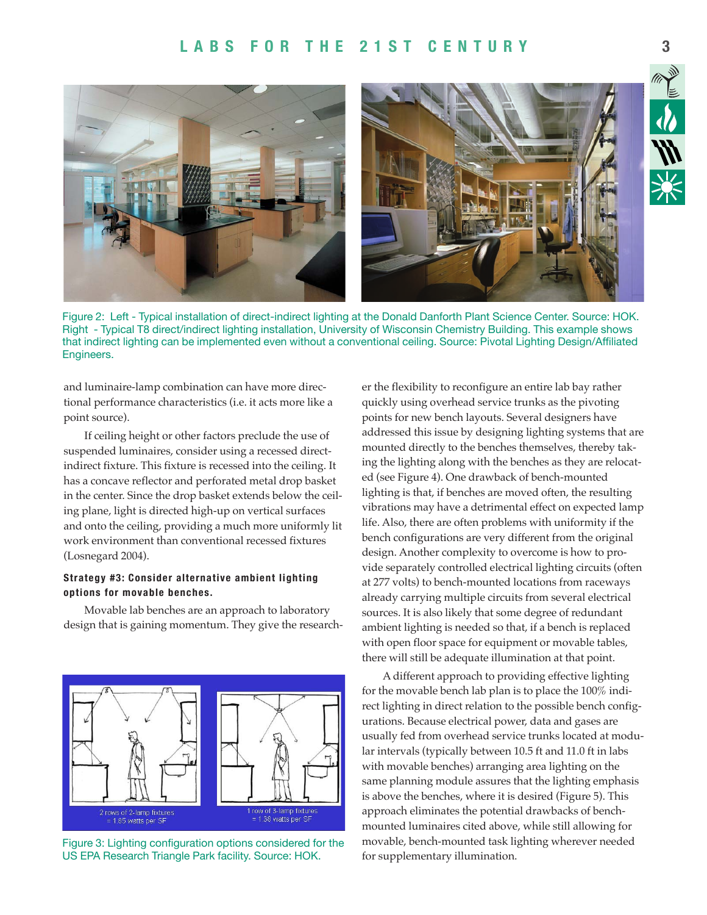Figure 2: Left - Typical installation of direct-indirect lighting at the Donald Danforth Plant Science Center. Source: HOK. Right - Typical T8 direct/indirect lighting installation, University of Wisconsin Chemistry Building. This example shows that indirect lighting can be implemented even without a conventional ceiling. Source: Pivotal Lighting Design/Affiliated Engineers.

and luminaire-lamp combination can have more directional performance characteristics (i.e. it acts more like a point source).

If ceiling height or other factors preclude the use of suspended luminaires, consider using a recessed direct-indirect fixture. This fixture is recessed into the ceiling. It has a concave reflector and perforated metal drop basket in the center. Since the drop basket extends below the ceiling plane, light is directed high-up on vertical surfaces and onto the ceiling, providing a much more uniformly lit work environment than conventional recessed fixtures (Losnegard 2004).

#### Strategy #3: Consider alternative ambient lighting options for movable benches.

Movable lab benches are an approach to laboratory design that is gaining momentum. They give the researcher the flexibility to reconfigure an entire lab bay rather quickly using overhead service trunks as the pivoting points for new bench layouts. Several designers have addressed this issue by designing lighting systems that are mounted directly to the benches themselves, thereby taking the lighting along with the benches as they are relocated (see Figure 4). One drawback of bench-mounted lighting is that, if benches are moved often, the resulting vibrations may have a detrimental effect on expected lamp life. Also, there are often problems with uniformity if the bench configurations are very different from the original design. Another complexity to overcome is how to provide separately controlled electrical lighting circuits (often at 277 volts) to bench-mounted locations from raceways already carrying multiple circuits from several electrical sources. It is also likely that some degree of redundant ambient lighting is needed so that, if a bench is replaced with open floor space for equipment or movable tables, there will still be adequate illumination at that point.

A different approach to providing effective lighting for the movable bench lab plan is to place the 100% indirect lighting in direct relation to the possible bench configurations. Because electrical power, data and gases are usually fed from overhead service trunks located at modular intervals (typically between 10.5 ft and 11.0 ft in labs with movable benches) arranging area lighting on the same planning module assures that the lighting emphasis is above the benches, where it is desired (Figure 5). This approach eliminates the potential drawbacks of bench-mounted luminaires cited above, while still allowing for movable, bench-mounted task lighting wherever needed for supplementary illumination.

2 rows of 2-lamp fixtures = 1.85 watts per SF

1 row of 3-lamp fixtures = 1.38 watts per SF

Figure 3: Lighting configuration options considered for the US EPA Research Triangle Park facility. Source: HOK.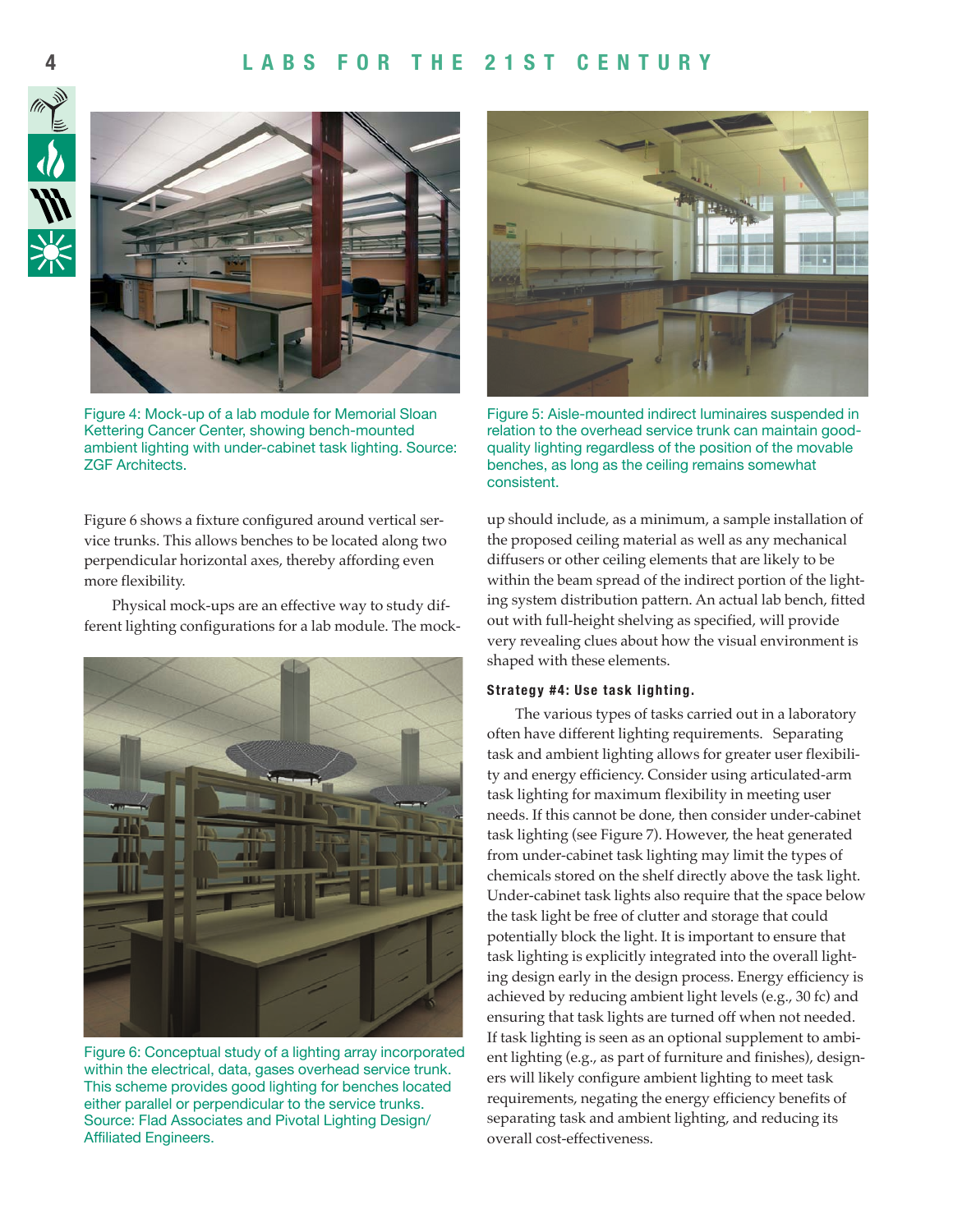Figure 4: Mock-up of a lab module for Memorial Sloan Kettering Cancer Center, showing bench-mounted ambient lighting with under-cabinet task lighting. Source: ZGF Architects.

Figure 5: Aisle-mounted indirect luminaires suspended in relation to the overhead service trunk can maintain good-quality lighting regardless of the position of the movable benches, as long as the ceiling remains somewhat consistent.

Figure 6 shows a fixture configured around vertical service trunks. This allows benches to be located along two perpendicular horizontal axes, thereby affording even more flexibility.

Physical mock-ups are an effective way to study different lighting configurations for a lab module. The mock-up should include, as a minimum, a sample installation of the proposed ceiling material as well as any mechanical diffusers or other ceiling elements that are likely to be within the beam spread of the indirect portion of the lighting system distribution pattern. An actual lab bench, fitted out with full-height shelving as specified, will provide very revealing clues about how the visual environment is shaped with these elements.

Figure 6: Conceptual study of a lighting array incorporated within the electrical, data, gases overhead service trunk. This scheme provides good lighting for benches located either parallel or perpendicular to the service trunks. Source: Flad Associates and Pivotal Lighting Design/ Affiliated Engineers.

#### Strategy #4: Use task lighting.

The various types of tasks carried out in a laboratory often have different lighting requirements. Separating task and ambient lighting allows for greater user flexibility and energy efficiency. Consider using articulated-arm task lighting for maximum flexibility in meeting user needs. If this cannot be done, then consider under-cabinet task lighting (see Figure 7). However, the heat generated from under-cabinet task lighting may limit the types of chemicals stored on the shelf directly above the task light. Under-cabinet task lights also require that the space below the task light be free of clutter and storage that could potentially block the light. It is important to ensure that task lighting is explicitly integrated into the overall lighting design early in the design process. Energy efficiency is achieved by reducing ambient light levels (e.g., 30 fc) and ensuring that task lights are turned off when not needed. If task lighting is seen as an optional supplement to ambient lighting (e.g., as part of furniture and finishes), designers will likely configure ambient lighting to meet task requirements, negating the energy efficiency benefits of separating task and ambient lighting, and reducing its overall cost-effectiveness.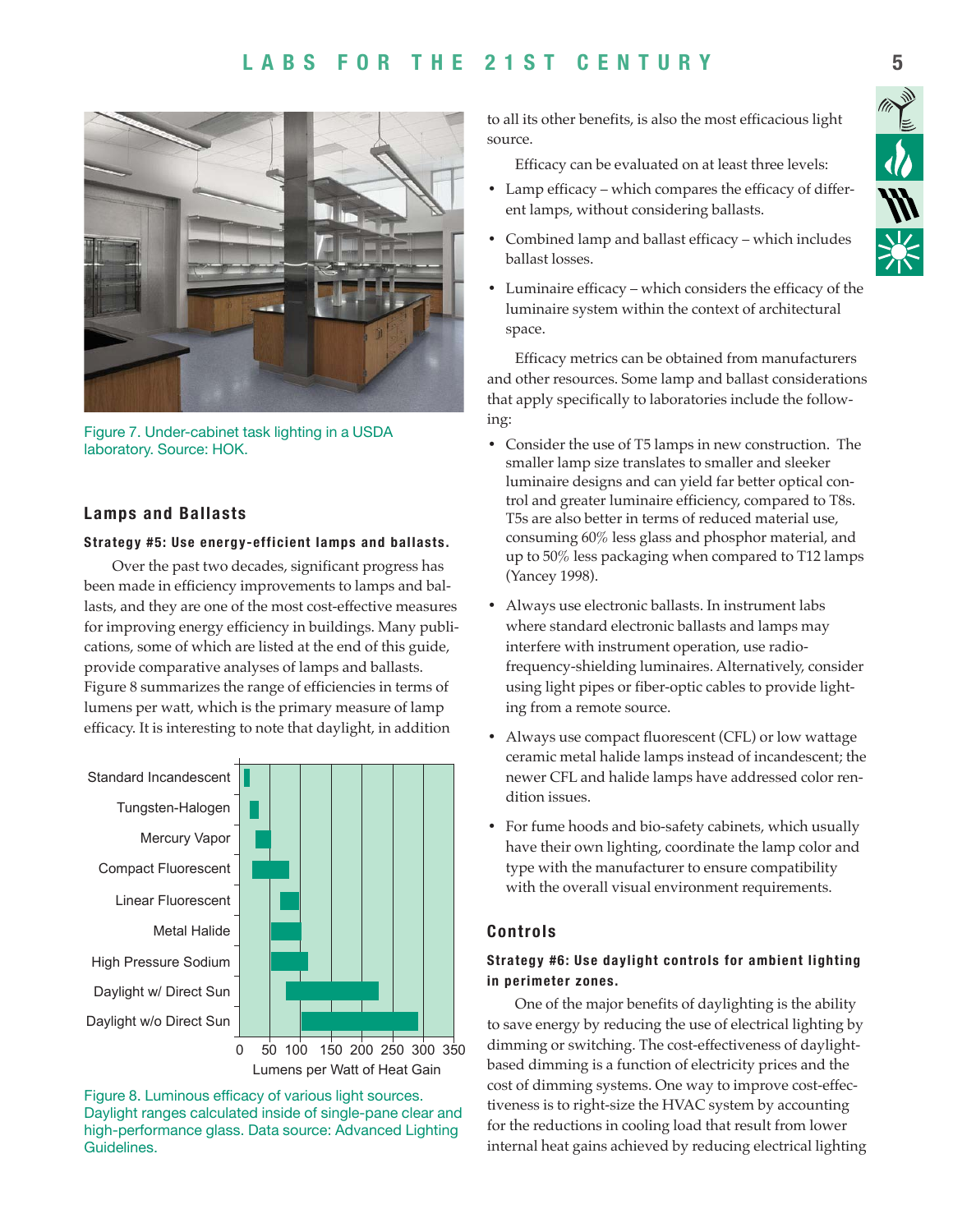Figure 7. Under-cabinet task lighting in a USDA laboratory. Source: HOK.

## Lamps and Ballasts

### Strategy #5: Use energy-efficient lamps and ballasts.

Over the past two decades, significant progress has been made in efficiency improvements to lamps and ballasts, and they are one of the most cost-effective measures for improving energy efficiency in buildings. Many publications, some of which are listed at the end of this guide, provide comparative analyses of lamps and ballasts. Figure 8 summarizes the range of efficiencies in terms of lumens per watt, which is the primary measure of lamp efficacy. It is interesting to note that daylight, in addition to all its other benefits, is also the most efficacious light source.

Figure 8. Luminous efficacy of various light sources. Daylight ranges calculated inside of single-pane clear and high-performance glass. Data source: Advanced Lighting Guidelines.

Efficacy can be evaluated on at least three levels:

- Lamp efficacy – which compares the efficacy of different lamps, without considering ballasts.
- Combined lamp and ballast efficacy – which includes ballast losses.
- Luminaire efficacy – which considers the efficacy of the luminaire system within the context of architectural space.

Efficacy metrics can be obtained from manufacturers and other resources. Some lamp and ballast considerations that apply specifically to laboratories include the following:

- Consider the use of T5 lamps in new construction. The smaller lamp size translates to smaller and sleeker luminaire designs and can yield far better optical control and greater luminaire efficiency, compared to T8s. T5s are also better in terms of reduced material use, consuming 60% less glass and phosphor material, and up to 50% less packaging when compared to T12 lamps (Yancey 1998).
- Always use electronic ballasts. In instrument labs where standard electronic ballasts and lamps may interfere with instrument operation, use radio-frequency-shielding luminaires. Alternatively, consider using light pipes or fiber-optic cables to provide lighting from a remote source.
- Always use compact fluorescent (CFL) or low wattage ceramic metal halide lamps instead of incandescent; the newer CFL and halide lamps have addressed color rendition issues.
- For fume hoods and bio-safety cabinets, which usually have their own lighting, coordinate the lamp color and type with the manufacturer to ensure compatibility with the overall visual environment requirements.

## Controls

### Strategy #6: Use daylight controls for ambient lighting in perimeter zones.

One of the major benefits of daylighting is the ability to save energy by reducing the use of electrical lighting by dimming or switching. The cost-effectiveness of daylight-based dimming is a function of electricity prices and the cost of dimming systems. One way to improve cost-effectiveness is to right-size the HVAC system by accounting for the reductions in cooling load that result from lower internal heat gains achieved by reducing electrical lighting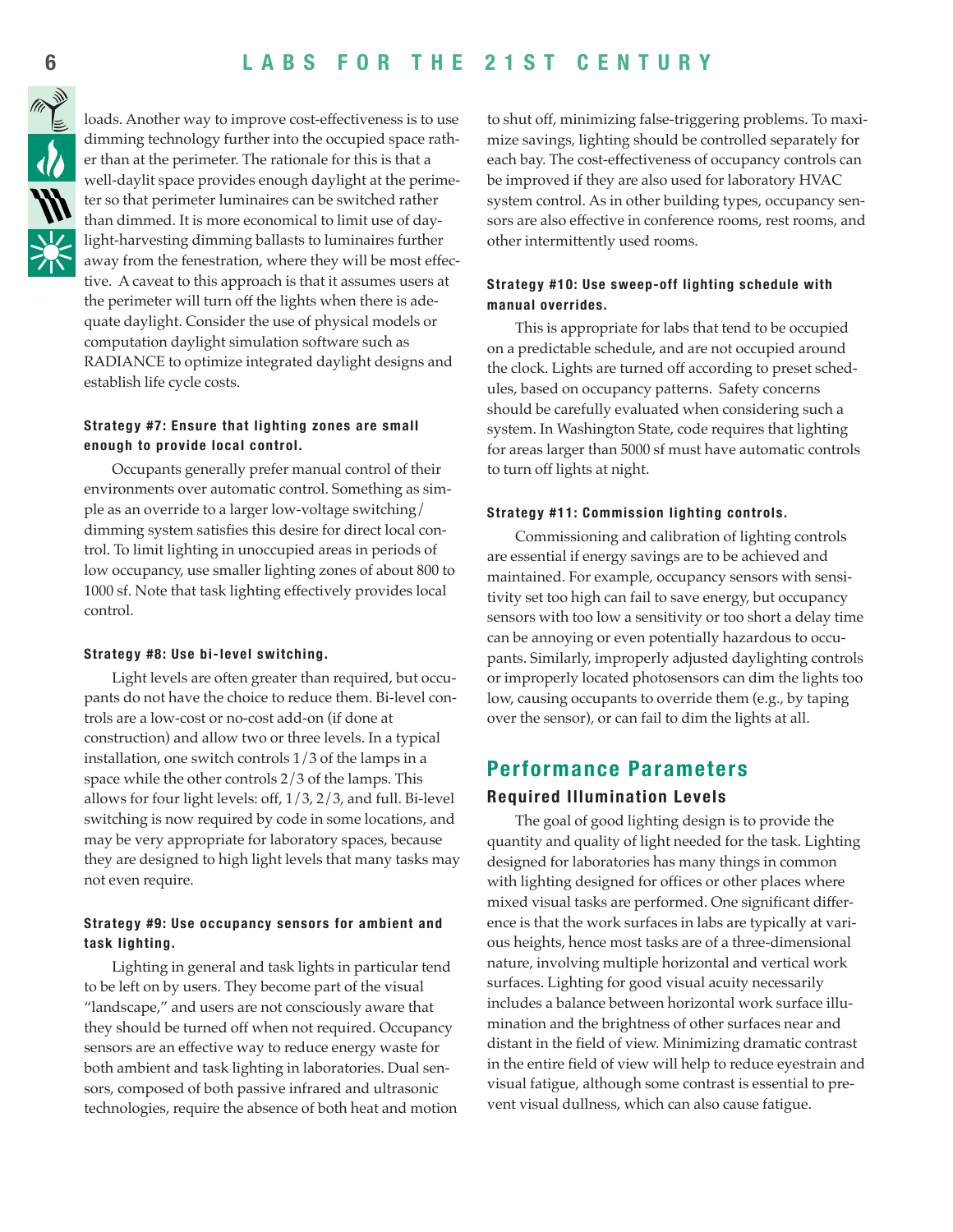loads. Another way to improve cost-effectiveness is to use dimming technology further into the occupied space rather than at the perimeter. The rationale for this is that a well-daylit space provides enough daylight at the perimeter so that perimeter luminaires can be switched rather than dimmed. It is more economical to limit use of daylight-harvesting dimming ballasts to luminaires further away from the fenestration, where they will be most effective. A caveat to this approach is that it assumes users at the perimeter will turn off the lights when there is adequate daylight. Consider the use of physical models or computation daylight simulation software such as RADIANCE to optimize integrated daylight designs and establish life cycle costs.

#### Strategy #7: Ensure that lighting zones are small enough to provide local control.

Occupants generally prefer manual control of their environments over automatic control. Something as simple as an override to a larger low-voltage switching/dimming system satisfies this desire for direct local control. To limit lighting in unoccupied areas in periods of low occupancy, use smaller lighting zones of about 800 to 1000 sf. Note that task lighting effectively provides local control.

#### Strategy #8: Use bi-level switching.

Light levels are often greater than required, but occupants do not have the choice to reduce them. Bi-level controls are a low-cost or no-cost add-on (if done at construction) and allow two or three levels. In a typical installation, one switch controls 1/3 of the lamps in a space while the other controls 2/3 of the lamps. This allows for four light levels: off, 1/3, 2/3, and full. Bi-level switching is now required by code in some locations, and may be very appropriate for laboratory spaces, because they are designed to high light levels that many tasks may not even require.

#### Strategy #9: Use occupancy sensors for ambient and task lighting.

Lighting in general and task lights in particular tend to be left on by users. They become part of the visual "landscape," and users are not consciously aware that they should be turned off when not required. Occupancy sensors are an effective way to reduce energy waste for both ambient and task lighting in laboratories. Dual sensors, composed of both passive infrared and ultrasonic technologies, require the absence of both heat and motion to shut off, minimizing false-triggering problems. To maximize savings, lighting should be controlled separately for each bay. The cost-effectiveness of occupancy controls can be improved if they are also used for laboratory HVAC system control. As in other building types, occupancy sensors are also effective in conference rooms, rest rooms, and other intermittently used rooms.

#### Strategy #10: Use sweep-off lighting schedule with manual overrides.

This is appropriate for labs that tend to be occupied on a predictable schedule, and are not occupied around the clock. Lights are turned off according to preset schedules, based on occupancy patterns. Safety concerns should be carefully evaluated when considering such a system. In Washington State, code requires that lighting for areas larger than 5000 sf must have automatic controls to turn off lights at night.

#### Strategy #11: Commission lighting controls.

Commissioning and calibration of lighting controls are essential if energy savings are to be achieved and maintained. For example, occupancy sensors with sensitivity set too high can fail to save energy, but occupancy sensors with too low a sensitivity or too short a delay time can be annoying or even potentially hazardous to occupants. Similarly, improperly adjusted daylighting controls or improperly located photosensors can dim the lights too low, causing occupants to override them (e.g., by taping over the sensor), or can fail to dim the lights at all.

## Performance Parameters

### Required Illumination Levels

The goal of good lighting design is to provide the quantity and quality of light needed for the task. Lighting designed for laboratories has many things in common with lighting designed for offices or other places where mixed visual tasks are performed. One significant difference is that the work surfaces in labs are typically at various heights, hence most tasks are of a three-dimensional nature, involving multiple horizontal and vertical work surfaces. Lighting for good visual acuity necessarily includes a balance between horizontal work surface illumination and the brightness of other surfaces near and distant in the field of view. Minimizing dramatic contrast in the entire field of view will help to reduce eyestrain and visual fatigue, although some contrast is essential to prevent visual dullness, which can also cause fatigue.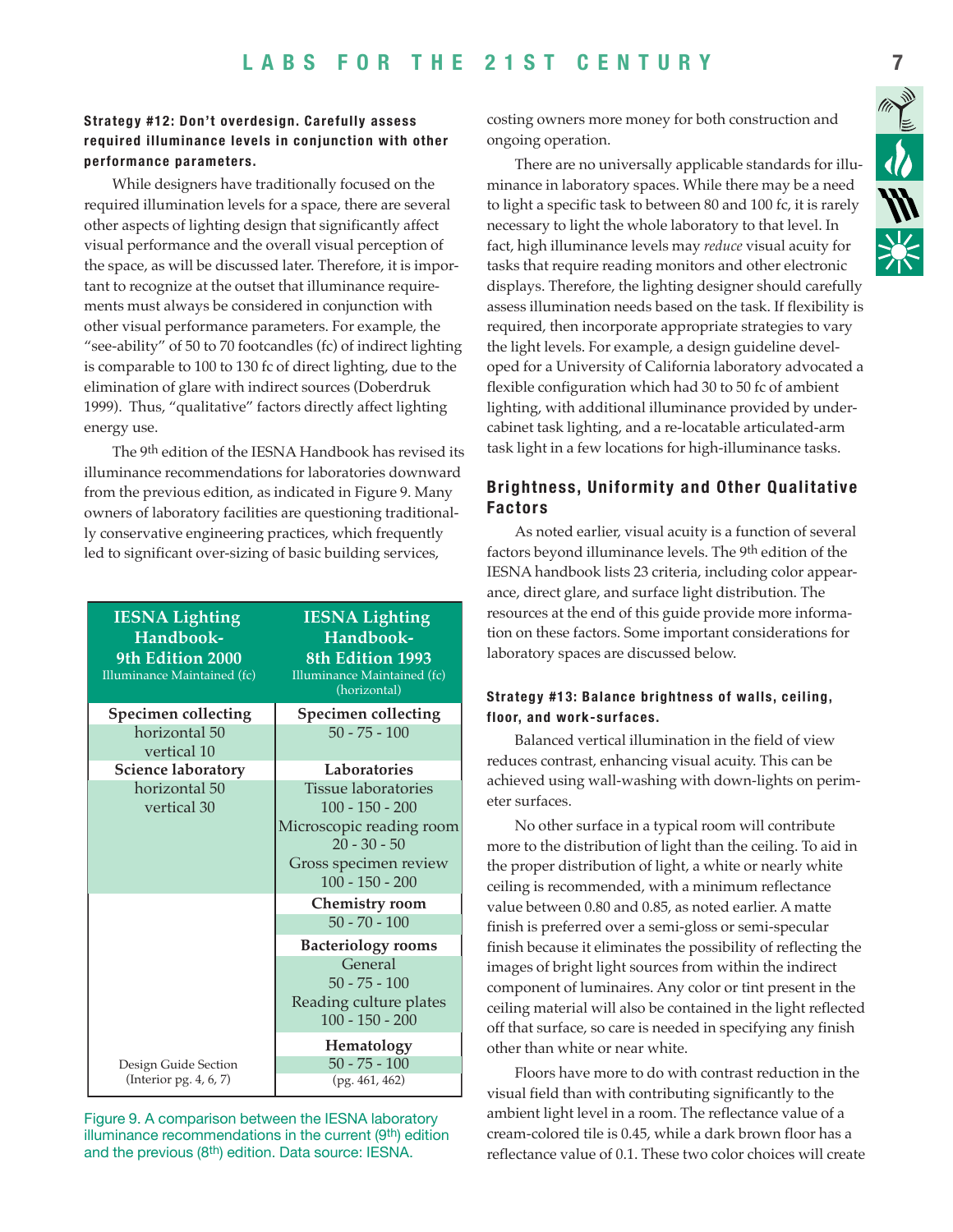**Strategy #12: Don't overdesign. Carefully assess required illuminance levels in conjunction with other performance parameters.**

While designers have traditionally focused on the required illumination levels for a space, there are several other aspects of lighting design that significantly affect visual performance and the overall visual perception of the space, as will be discussed later. Therefore, it is important to recognize at the outset that illuminance requirements must always be considered in conjunction with other visual performance parameters. For example, the "see-ability" of 50 to 70 footcandles (fc) of indirect lighting is comparable to 100 to 130 fc of direct lighting, due to the elimination of glare with indirect sources (Doberdruk 1999). Thus, "qualitative" factors directly affect lighting energy use.

The 9th edition of the IESNA Handbook has revised its illuminance recommendations for laboratories downward from the previous edition, as indicated in Figure 9. Many owners of laboratory facilities are questioning traditionally conservative engineering practices, which frequently led to significant over-sizing of basic building services, costing owners more money for both construction and ongoing operation.

| IESNA Lighting Handbook- 9th Edition 2000 Illuminance Maintained (fc) | IESNA Lighting Handbook- 8th Edition 1993 Illuminance Maintained (fc) (horizontal) |
|---|---|
| **Specimen collecting** | **Specimen collecting** |
| horizontal 50<br>vertical 10 | 50 - 75 - 100 |
| **Science laboratory** | **Laboratories** |
| horizontal 50<br>vertical 30 | Tissue laboratories<br>100 - 150 - 200<br>Microscopic reading room<br>20 - 30 - 50<br>Gross specimen review<br>100 - 150 - 200 |
| | **Chemistry room**<br>50 - 70 - 100 |
| | **Bacteriology rooms**<br>General<br>50 - 75 - 100<br>Reading culture plates<br>100 - 150 - 200 |
| | **Hematology**<br>50 - 75 - 100 |
| Design Guide Section (Interior pg. 4, 6, 7) | (pg. 461, 462) |

Figure 9. A comparison between the IESNA laboratory illuminance recommendations in the current (9th) edition and the previous (8th) edition. Data source: IESNA.

There are no universally applicable standards for illuminance in laboratory spaces. While there may be a need to light a specific task to between 80 and 100 fc, it is rarely necessary to light the whole laboratory to that level. In fact, high illuminance levels may *reduce* visual acuity for tasks that require reading monitors and other electronic displays. Therefore, the lighting designer should carefully assess illumination needs based on the task. If flexibility is required, then incorporate appropriate strategies to vary the light levels. For example, a design guideline developed for a University of California laboratory advocated a flexible configuration which had 30 to 50 fc of ambient lighting, with additional illuminance provided by undercabinet task lighting, and a re-locatable articulated-arm task light in a few locations for high-illuminance tasks.

## Brightness, Uniformity and Other Qualitative Factors

As noted earlier, visual acuity is a function of several factors beyond illuminance levels. The 9th edition of the IESNA handbook lists 23 criteria, including color appearance, direct glare, and surface light distribution. The resources at the end of this guide provide more information on these factors. Some important considerations for laboratory spaces are discussed below.

**Strategy #13: Balance brightness of walls, ceiling, floor, and work-surfaces.**

Balanced vertical illumination in the field of view reduces contrast, enhancing visual acuity. This can be achieved using wall-washing with down-lights on perimeter surfaces.

No other surface in a typical room will contribute more to the distribution of light than the ceiling. To aid in the proper distribution of light, a white or nearly white ceiling is recommended, with a minimum reflectance value between 0.80 and 0.85, as noted earlier. A matte finish is preferred over a semi-gloss or semi-specular finish because it eliminates the possibility of reflecting the images of bright light sources from within the indirect component of luminaires. Any color or tint present in the ceiling material will also be contained in the light reflected off that surface, so care is needed in specifying any finish other than white or near white.

Floors have more to do with contrast reduction in the visual field than with contributing significantly to the ambient light level in a room. The reflectance value of a cream-colored tile is 0.45, while a dark brown floor has a reflectance value of 0.1. These two color choices will create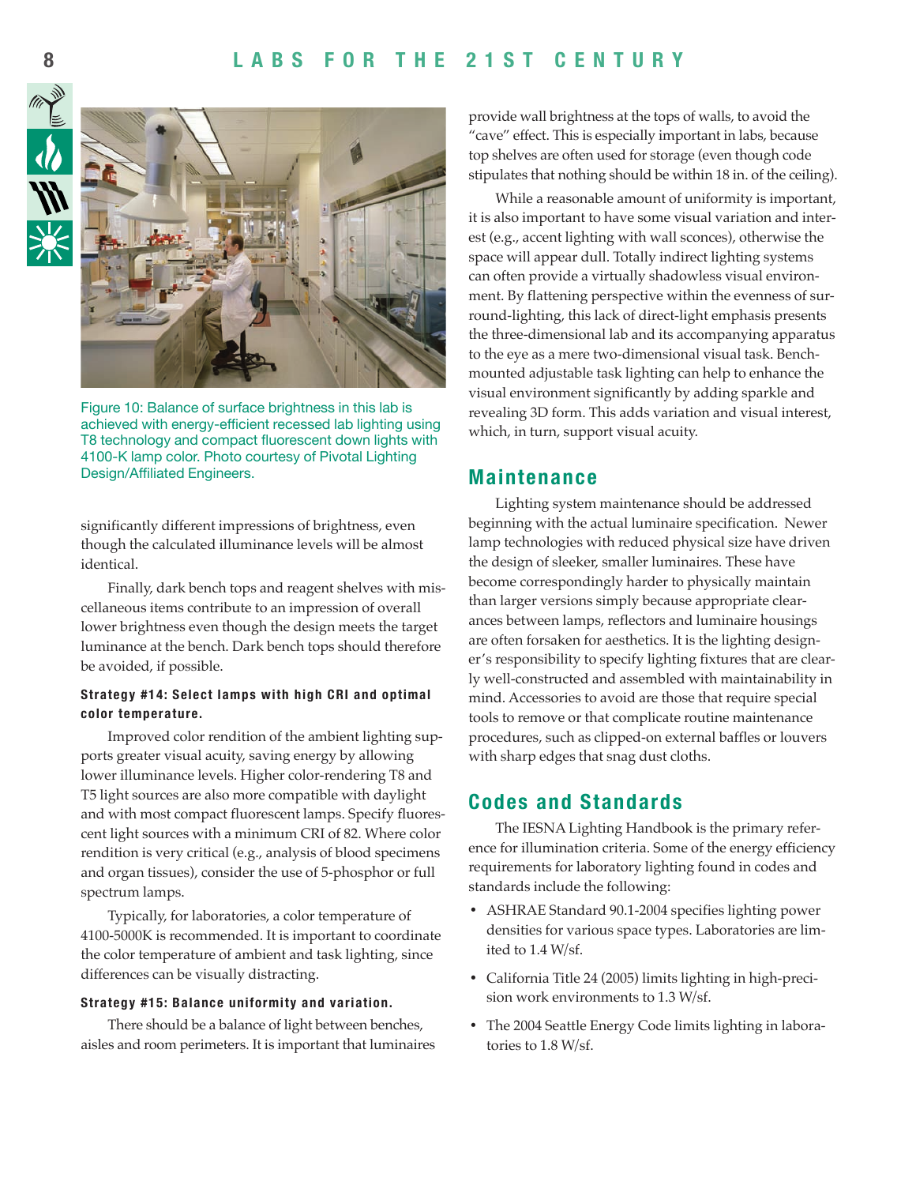Figure 10: Balance of surface brightness in this lab is achieved with energy-efficient recessed lab lighting using T8 technology and compact fluorescent down lights with 4100-K lamp color. Photo courtesy of Pivotal Lighting Design/Affiliated Engineers.

significantly different impressions of brightness, even though the calculated illuminance levels will be almost identical.

Finally, dark bench tops and reagent shelves with miscellaneous items contribute to an impression of overall lower brightness even though the design meets the target luminance at the bench. Dark bench tops should therefore be avoided, if possible.

#### Strategy #14: Select lamps with high CRI and optimal color temperature.

Improved color rendition of the ambient lighting supports greater visual acuity, saving energy by allowing lower illuminance levels. Higher color-rendering T8 and T5 light sources are also more compatible with daylight and with most compact fluorescent lamps. Specify fluorescent light sources with a minimum CRI of 82. Where color rendition is very critical (e.g., analysis of blood specimens and organ tissues), consider the use of 5-phosphor or full spectrum lamps.

Typically, for laboratories, a color temperature of 4100-5000K is recommended. It is important to coordinate the color temperature of ambient and task lighting, since differences can be visually distracting.

#### Strategy #15: Balance uniformity and variation.

There should be a balance of light between benches, aisles and room perimeters. It is important that luminaires provide wall brightness at the tops of walls, to avoid the "cave" effect. This is especially important in labs, because top shelves are often used for storage (even though code stipulates that nothing should be within 18 in. of the ceiling).

While a reasonable amount of uniformity is important, it is also important to have some visual variation and interest (e.g., accent lighting with wall sconces), otherwise the space will appear dull. Totally indirect lighting systems can often provide a virtually shadowless visual environment. By flattening perspective within the evenness of surround-lighting, this lack of direct-light emphasis presents the three-dimensional lab and its accompanying apparatus to the eye as a mere two-dimensional visual task. Bench-mounted adjustable task lighting can help to enhance the visual environment significantly by adding sparkle and revealing 3D form. This adds variation and visual interest, which, in turn, support visual acuity.

## Maintenance

Lighting system maintenance should be addressed beginning with the actual luminaire specification. Newer lamp technologies with reduced physical size have driven the design of sleeker, smaller luminaires. These have become correspondingly harder to physically maintain than larger versions simply because appropriate clearances between lamps, reflectors and luminaire housings are often forsaken for aesthetics. It is the lighting designer's responsibility to specify lighting fixtures that are clearly well-constructed and assembled with maintainability in mind. Accessories to avoid are those that require special tools to remove or that complicate routine maintenance procedures, such as clipped-on external baffles or louvers with sharp edges that snag dust cloths.

## Codes and Standards

The IESNA Lighting Handbook is the primary reference for illumination criteria. Some of the energy efficiency requirements for laboratory lighting found in codes and standards include the following:

- ASHRAE Standard 90.1-2004 specifies lighting power densities for various space types. Laboratories are limited to 1.4 W/sf.
- California Title 24 (2005) limits lighting in high-precision work environments to 1.3 W/sf.
- The 2004 Seattle Energy Code limits lighting in laboratories to 1.8 W/sf.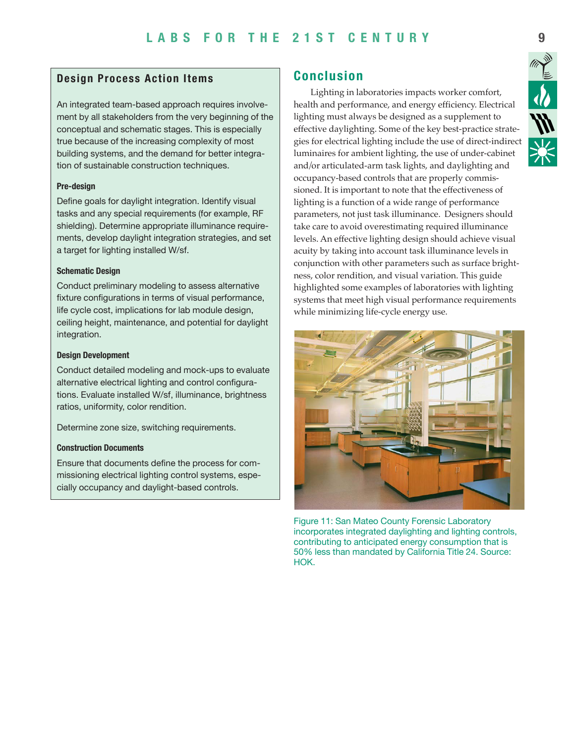## Design Process Action Items

An integrated team-based approach requires involvement by all stakeholders from the very beginning of the conceptual and schematic stages. This is especially true because of the increasing complexity of most building systems, and the demand for better integration of sustainable construction techniques.

**Pre-design**

Define goals for daylight integration. Identify visual tasks and any special requirements (for example, RF shielding). Determine appropriate illuminance requirements, develop daylight integration strategies, and set a target for lighting installed W/sf.

**Schematic Design**

Conduct preliminary modeling to assess alternative fixture configurations in terms of visual performance, life cycle cost, implications for lab module design, ceiling height, maintenance, and potential for daylight integration.

**Design Development**

Conduct detailed modeling and mock-ups to evaluate alternative electrical lighting and control configurations. Evaluate installed W/sf, illuminance, brightness ratios, uniformity, color rendition.

Determine zone size, switching requirements.

**Construction Documents**

Ensure that documents define the process for commissioning electrical lighting control systems, especially occupancy and daylight-based controls.

## Conclusion

Lighting in laboratories impacts worker comfort, health and performance, and energy efficiency. Electrical lighting must always be designed as a supplement to effective daylighting. Some of the key best-practice strategies for electrical lighting include the use of direct-indirect luminaires for ambient lighting, the use of under-cabinet and/or articulated-arm task lights, and daylighting and occupancy-based controls that are properly commissioned. It is important to note that the effectiveness of lighting is a function of a wide range of performance parameters, not just task illuminance. Designers should take care to avoid overestimating required illuminance levels. An effective lighting design should achieve visual acuity by taking into account task illuminance levels in conjunction with other parameters such as surface brightness, color rendition, and visual variation. This guide highlighted some examples of laboratories with lighting systems that meet high visual performance requirements while minimizing life-cycle energy use.

Figure 11: San Mateo County Forensic Laboratory incorporates integrated daylighting and lighting controls, contributing to anticipated energy consumption that is 50% less than mandated by California Title 24. Source: HOK.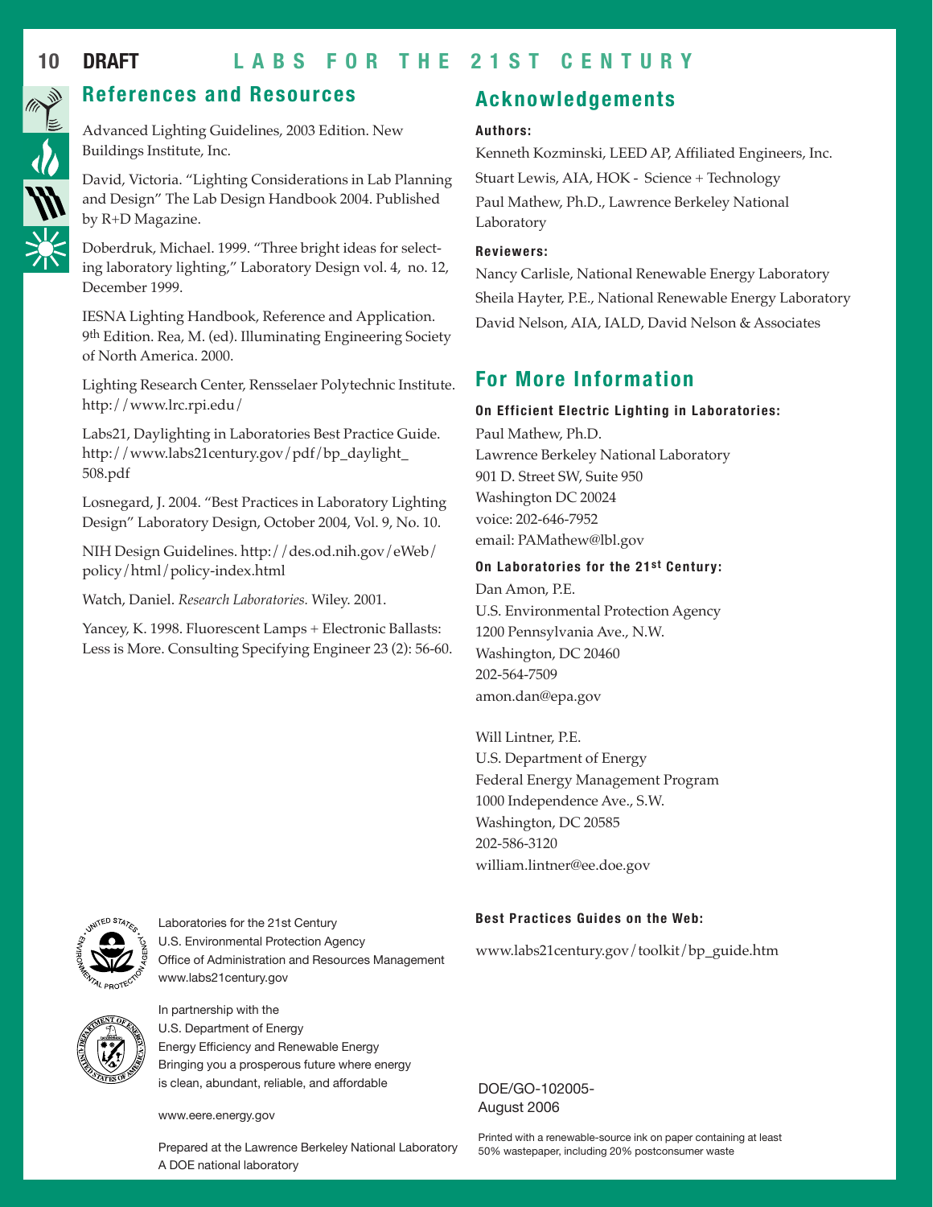## References and Resources

Advanced Lighting Guidelines, 2003 Edition. New Buildings Institute, Inc.

David, Victoria. “Lighting Considerations in Lab Planning and Design” The Lab Design Handbook 2004. Published by R+D Magazine.

Doberdruk, Michael. 1999. “Three bright ideas for selecting laboratory lighting,” Laboratory Design vol. 4, no. 12, December 1999.

IESNA Lighting Handbook, Reference and Application. 9th Edition. Rea, M. (ed). Illuminating Engineering Society of North America. 2000.

Lighting Research Center, Rensselaer Polytechnic Institute. http://www.lrc.rpi.edu/

Labs21, Daylighting in Laboratories Best Practice Guide. http://www.labs21century.gov/pdf/bp_daylight_508.pdf

Losnegard, J. 2004. “Best Practices in Laboratory Lighting Design” Laboratory Design, October 2004, Vol. 9, No. 10.

NIH Design Guidelines. http://des.od.nih.gov/eWeb/policy/html/policy-index.html

Watch, Daniel. *Research Laboratories.* Wiley. 2001.

Yancey, K. 1998. Fluorescent Lamps + Electronic Ballasts: Less is More. Consulting Specifying Engineer 23 (2): 56-60.

## Acknowledgements

**Authors:**

Kenneth Kozminski, LEED AP, Affiliated Engineers, Inc.

Stuart Lewis, AIA, HOK - Science + Technology

Paul Mathew, Ph.D., Lawrence Berkeley National Laboratory

**Reviewers:**

Nancy Carlisle, National Renewable Energy Laboratory

Sheila Hayter, P.E., National Renewable Energy Laboratory

David Nelson, AIA, IALD, David Nelson & Associates

## For More Information

**On Efficient Electric Lighting in Laboratories:**

Paul Mathew, Ph.D.
Lawrence Berkeley National Laboratory
901 D. Street SW, Suite 950
Washington DC 20024
voice: 202-646-7952
email: PAMathew@lbl.gov

**On Laboratories for the 21st Century:**

Dan Amon, P.E.
U.S. Environmental Protection Agency
1200 Pennsylvania Ave., N.W.
Washington, DC 20460
202-564-7509
amon.dan@epa.gov

Will Lintner, P.E.
U.S. Department of Energy
Federal Energy Management Program
1000 Independence Ave., S.W.
Washington, DC 20585
202-586-3120
william.lintner@ee.doe.gov

**Best Practices Guides on the Web:**

www.labs21century.gov/toolkit/bp_guide.htm

Laboratories for the 21st Century
U.S. Environmental Protection Agency
Office of Administration and Resources Management
www.labs21century.gov

In partnership with the
U.S. Department of Energy
Energy Efficiency and Renewable Energy
Bringing you a prosperous future where energy is clean, abundant, reliable, and affordable

www.eere.energy.gov

Prepared at the Lawrence Berkeley National Laboratory
A DOE national laboratory

DOE/GO-102005-
August 2006

Printed with a renewable-source ink on paper containing at least 50% wastepaper, including 20% postconsumer waste